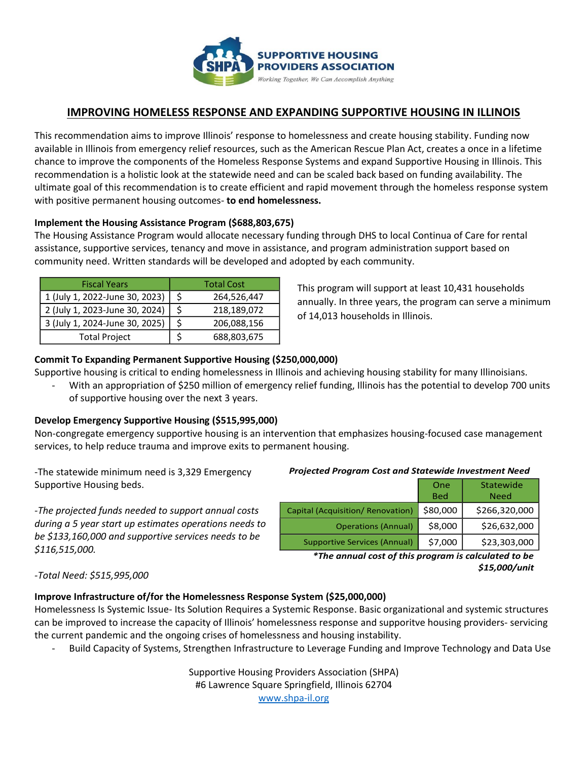**SUPPORTIVE HOUSING PROVIDERS ASSOCIATION**

*Working Together, We Can Accomplish Anything*

# IMPROVING HOMELESS RESPONSE AND EXPANDING SUPPORTIVE HOUSING IN ILLINOIS

This recommendation aims to improve Illinois' response to homelessness and create housing stability. Funding now available in Illinois from emergency relief resources, such as the American Rescue Plan Act, creates a once in a lifetime chance to improve the components of the Homeless Response Systems and expand Supportive Housing in Illinois. This recommendation is a holistic look at the statewide need and can be scaled back based on funding availability. The ultimate goal of this recommendation is to create efficient and rapid movement through the homeless response system with positive permanent housing outcomes- **to end homelessness.**

### Implement the Housing Assistance Program ($688,803,675)

The Housing Assistance Program would allocate necessary funding through DHS to local Continua of Care for rental assistance, supportive services, tenancy and move in assistance, and program administration support based on community need. Written standards will be developed and adopted by each community.

| Fiscal Years | Total Cost |
|---|---|
| 1 (July 1, 2022-June 30, 2023) | $ 264,526,447 |
| 2 (July 1, 2023-June 30, 2024) | $ 218,189,072 |
| 3 (July 1, 2024-June 30, 2025) | $ 206,088,156 |
| Total Project | $ 688,803,675 |

This program will support at least 10,431 households annually. In three years, the program can serve a minimum of 14,013 households in Illinois.

### Commit To Expanding Permanent Supportive Housing ($250,000,000)

Supportive housing is critical to ending homelessness in Illinois and achieving housing stability for many Illinoisians.

- With an appropriation of $250 million of emergency relief funding, Illinois has the potential to develop 700 units of supportive housing over the next 3 years.

### Develop Emergency Supportive Housing ($515,995,000)

Non-congregate emergency supportive housing is an intervention that emphasizes housing-focused case management services, to help reduce trauma and improve exits to permanent housing.

-The statewide minimum need is 3,329 Emergency Supportive Housing beds.

*-The projected funds needed to support annual costs during a 5 year start up estimates operations needs to be $133,160,000 and supportive services needs to be $116,515,000.*

*-Total Need: $515,995,000*

***Projected Program Cost and Statewide Investment Need***

| | One Bed | Statewide Need |
|---|---|---|
| Capital (Acquisition/ Renovation) | $80,000 | $266,320,000 |
| Operations (Annual) | $8,000 | $26,632,000 |
| Supportive Services (Annual) | $7,000 | $23,303,000 |

***The annual cost of this program is calculated to be $15,000/unit*

### Improve Infrastructure of/for the Homelessness Response System ($25,000,000)

Homelessness Is Systemic Issue- Its Solution Requires a Systemic Response. Basic organizational and systemic structures can be improved to increase the capacity of Illinois' homelessness response and supporitve housing providers- servicing the current pandemic and the ongoing crises of homelessness and housing instability.

- Build Capacity of Systems, Strengthen Infrastructure to Leverage Funding and Improve Technology and Data Use

Supportive Housing Providers Association (SHPA)
#6 Lawrence Square Springfield, Illinois 62704
www.shpa-il.org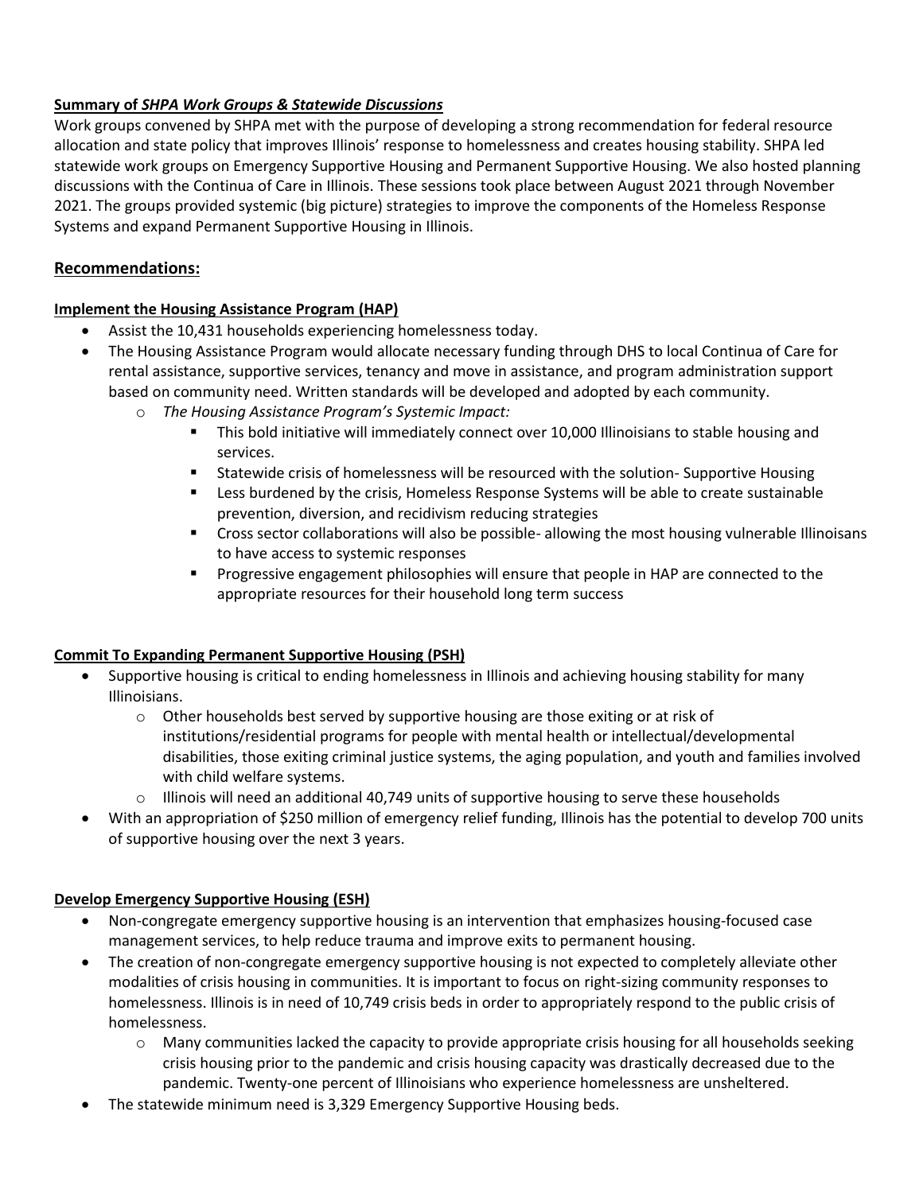**Summary of *SHPA Work Groups & Statewide Discussions***

Work groups convened by SHPA met with the purpose of developing a strong recommendation for federal resource allocation and state policy that improves Illinois' response to homelessness and creates housing stability. SHPA led statewide work groups on Emergency Supportive Housing and Permanent Supportive Housing. We also hosted planning discussions with the Continua of Care in Illinois. These sessions took place between August 2021 through November 2021. The groups provided systemic (big picture) strategies to improve the components of the Homeless Response Systems and expand Permanent Supportive Housing in Illinois.

## Recommendations:

**Implement the Housing Assistance Program (HAP)**

- Assist the 10,431 households experiencing homelessness today.
- The Housing Assistance Program would allocate necessary funding through DHS to local Continua of Care for rental assistance, supportive services, tenancy and move in assistance, and program administration support based on community need. Written standards will be developed and adopted by each community.
  - *The Housing Assistance Program's Systemic Impact:*
    - This bold initiative will immediately connect over 10,000 Illinoisians to stable housing and services.
    - Statewide crisis of homelessness will be resourced with the solution- Supportive Housing
    - Less burdened by the crisis, Homeless Response Systems will be able to create sustainable prevention, diversion, and recidivism reducing strategies
    - Cross sector collaborations will also be possible- allowing the most housing vulnerable Illinoisans to have access to systemic responses
    - Progressive engagement philosophies will ensure that people in HAP are connected to the appropriate resources for their household long term success

**Commit To Expanding Permanent Supportive Housing (PSH)**

- Supportive housing is critical to ending homelessness in Illinois and achieving housing stability for many Illinoisians.
  - Other households best served by supportive housing are those exiting or at risk of institutions/residential programs for people with mental health or intellectual/developmental disabilities, those exiting criminal justice systems, the aging population, and youth and families involved with child welfare systems.
  - Illinois will need an additional 40,749 units of supportive housing to serve these households
- With an appropriation of $250 million of emergency relief funding, Illinois has the potential to develop 700 units of supportive housing over the next 3 years.

**Develop Emergency Supportive Housing (ESH)**

- Non-congregate emergency supportive housing is an intervention that emphasizes housing-focused case management services, to help reduce trauma and improve exits to permanent housing.
- The creation of non-congregate emergency supportive housing is not expected to completely alleviate other modalities of crisis housing in communities. It is important to focus on right-sizing community responses to homelessness. Illinois is in need of 10,749 crisis beds in order to appropriately respond to the public crisis of homelessness.
  - Many communities lacked the capacity to provide appropriate crisis housing for all households seeking crisis housing prior to the pandemic and crisis housing capacity was drastically decreased due to the pandemic. Twenty-one percent of Illinoisians who experience homelessness are unsheltered.
- The statewide minimum need is 3,329 Emergency Supportive Housing beds.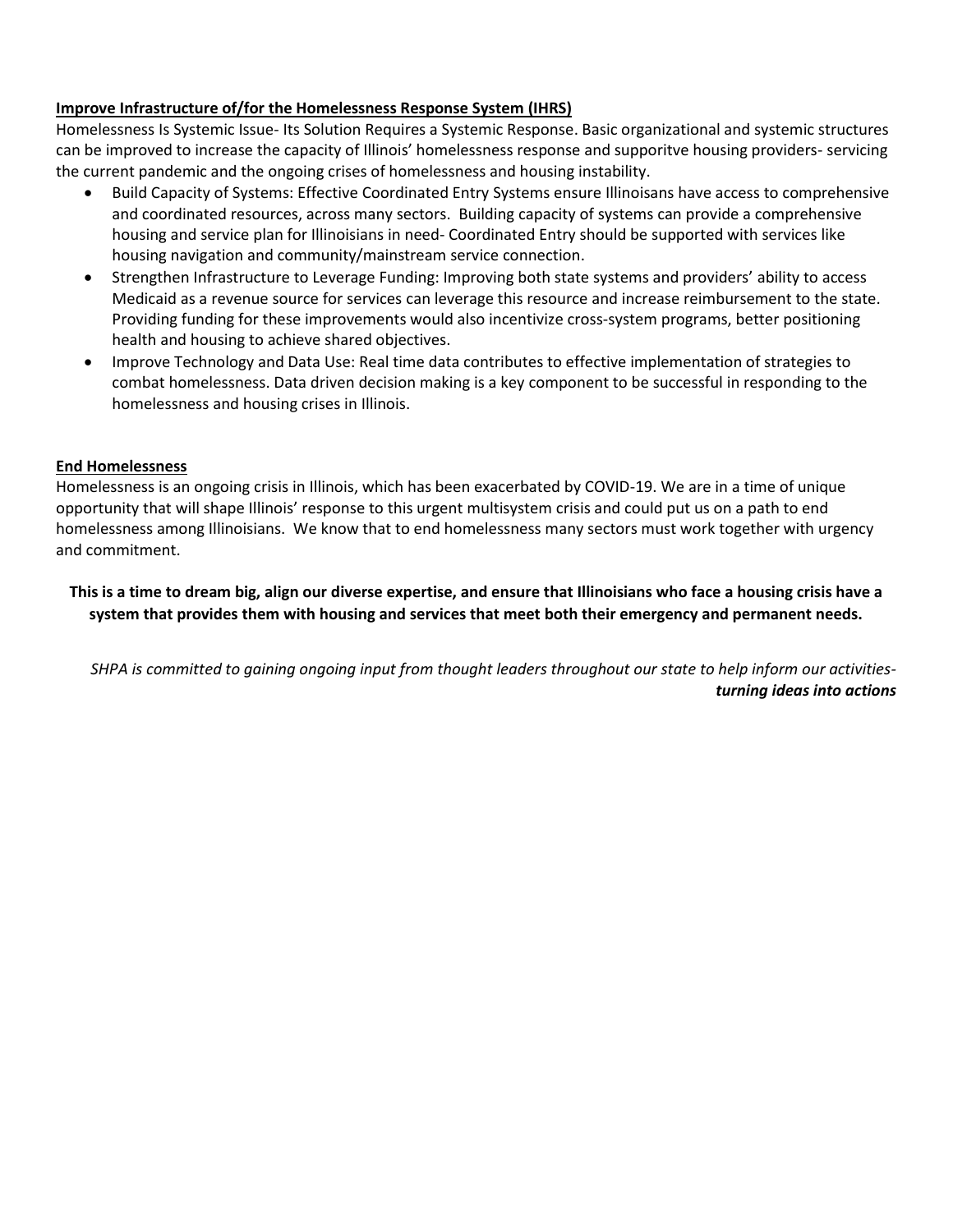**<u>Improve Infrastructure of/for the Homelessness Response System (IHRS)</u>**

Homelessness Is Systemic Issue- Its Solution Requires a Systemic Response. Basic organizational and systemic structures can be improved to increase the capacity of Illinois' homelessness response and supporitve housing providers- servicing the current pandemic and the ongoing crises of homelessness and housing instability.

- Build Capacity of Systems: Effective Coordinated Entry Systems ensure Illinoisans have access to comprehensive and coordinated resources, across many sectors. Building capacity of systems can provide a comprehensive housing and service plan for Illinoisians in need- Coordinated Entry should be supported with services like housing navigation and community/mainstream service connection.
- Strengthen Infrastructure to Leverage Funding: Improving both state systems and providers' ability to access Medicaid as a revenue source for services can leverage this resource and increase reimbursement to the state. Providing funding for these improvements would also incentivize cross-system programs, better positioning health and housing to achieve shared objectives.
- Improve Technology and Data Use: Real time data contributes to effective implementation of strategies to combat homelessness. Data driven decision making is a key component to be successful in responding to the homelessness and housing crises in Illinois.

**<u>End Homelessness</u>**

Homelessness is an ongoing crisis in Illinois, which has been exacerbated by COVID-19. We are in a time of unique opportunity that will shape Illinois' response to this urgent multisystem crisis and could put us on a path to end homelessness among Illinoisians. We know that to end homelessness many sectors must work together with urgency and commitment.

**This is a time to dream big, align our diverse expertise, and ensure that Illinoisians who face a housing crisis have a system that provides them with housing and services that meet both their emergency and permanent needs.**

*SHPA is committed to gaining ongoing input from thought leaders throughout our state to help inform our activities- **turning ideas into actions***